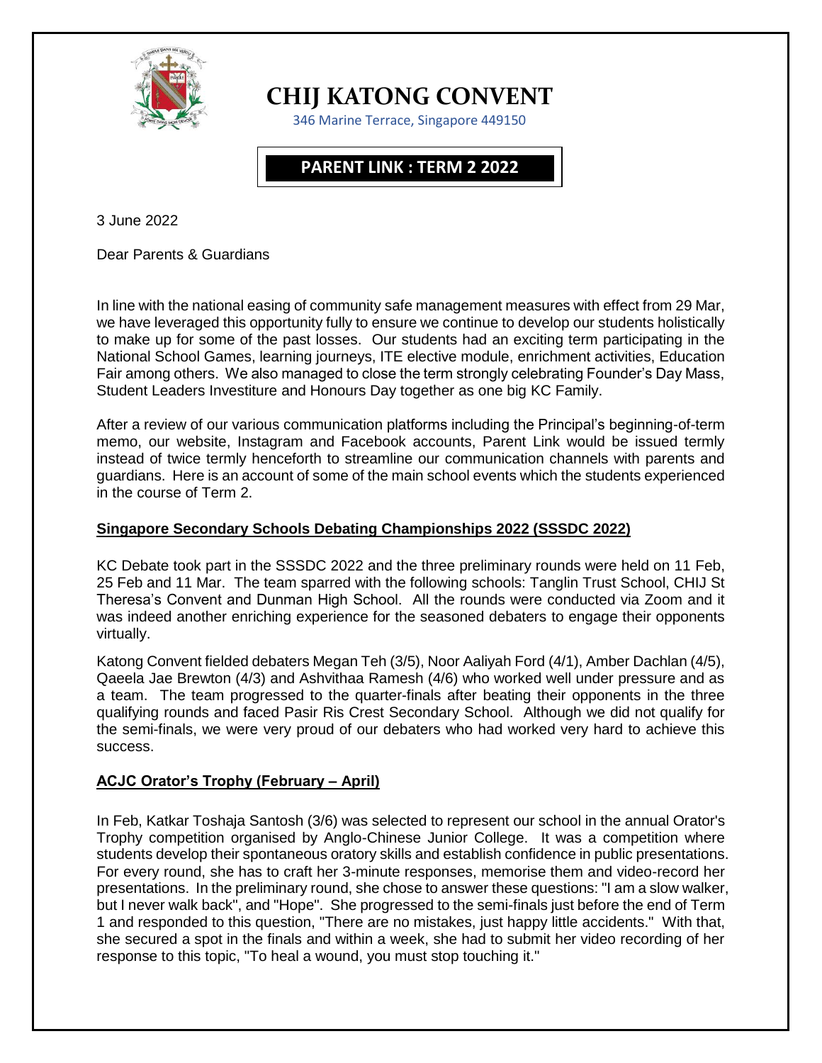# CHIJ KATONG CONVENT

346 Marine Terrace, Singapore 449150

## PARENT LINK : TERM 2 2022

3 June 2022

Dear Parents & Guardians

In line with the national easing of community safe management measures with effect from 29 Mar, we have leveraged this opportunity fully to ensure we continue to develop our students holistically to make up for some of the past losses. Our students had an exciting term participating in the National School Games, learning journeys, ITE elective module, enrichment activities, Education Fair among others. We also managed to close the term strongly celebrating Founder's Day Mass, Student Leaders Investiture and Honours Day together as one big KC Family.

After a review of our various communication platforms including the Principal's beginning-of-term memo, our website, Instagram and Facebook accounts, Parent Link would be issued termly instead of twice termly henceforth to streamline our communication channels with parents and guardians. Here is an account of some of the main school events which the students experienced in the course of Term 2.

### Singapore Secondary Schools Debating Championships 2022 (SSSDC 2022)

KC Debate took part in the SSSDC 2022 and the three preliminary rounds were held on 11 Feb, 25 Feb and 11 Mar. The team sparred with the following schools: Tanglin Trust School, CHIJ St Theresa's Convent and Dunman High School. All the rounds were conducted via Zoom and it was indeed another enriching experience for the seasoned debaters to engage their opponents virtually.

Katong Convent fielded debaters Megan Teh (3/5), Noor Aaliyah Ford (4/1), Amber Dachlan (4/5), Qaeela Jae Brewton (4/3) and Ashvithaa Ramesh (4/6) who worked well under pressure and as a team. The team progressed to the quarter-finals after beating their opponents in the three qualifying rounds and faced Pasir Ris Crest Secondary School. Although we did not qualify for the semi-finals, we were very proud of our debaters who had worked very hard to achieve this success.

### ACJC Orator's Trophy (February – April)

In Feb, Katkar Toshaja Santosh (3/6) was selected to represent our school in the annual Orator's Trophy competition organised by Anglo-Chinese Junior College. It was a competition where students develop their spontaneous oratory skills and establish confidence in public presentations. For every round, she has to craft her 3-minute responses, memorise them and video-record her presentations. In the preliminary round, she chose to answer these questions: "I am a slow walker, but I never walk back", and "Hope". She progressed to the semi-finals just before the end of Term 1 and responded to this question, "There are no mistakes, just happy little accidents." With that, she secured a spot in the finals and within a week, she had to submit her video recording of her response to this topic, "To heal a wound, you must stop touching it."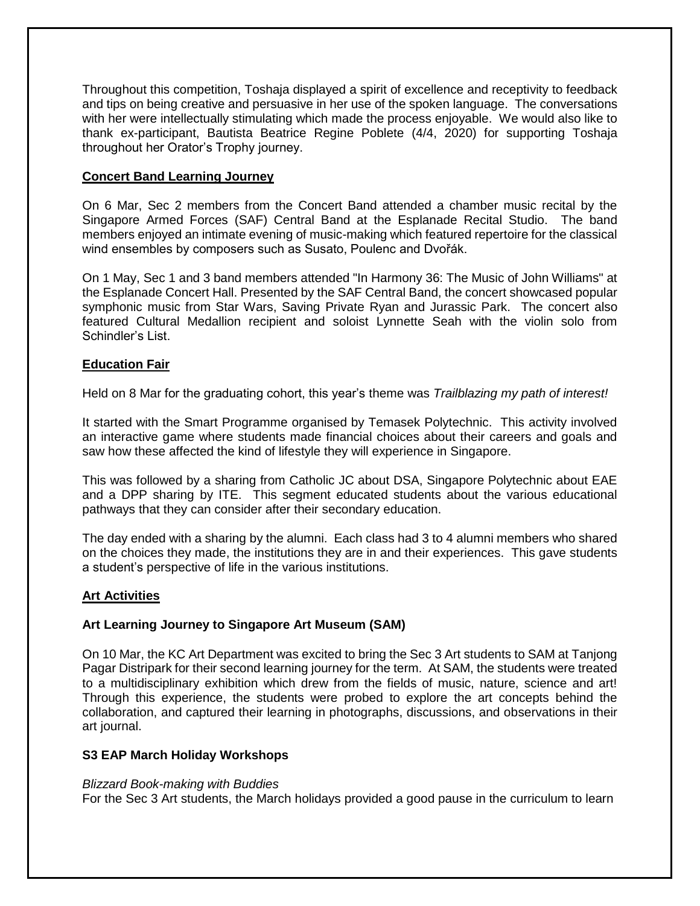Throughout this competition, Toshaja displayed a spirit of excellence and receptivity to feedback and tips on being creative and persuasive in her use of the spoken language. The conversations with her were intellectually stimulating which made the process enjoyable. We would also like to thank ex-participant, Bautista Beatrice Regine Poblete (4/4, 2020) for supporting Toshaja throughout her Orator's Trophy journey.

## Concert Band Learning Journey

On 6 Mar, Sec 2 members from the Concert Band attended a chamber music recital by the Singapore Armed Forces (SAF) Central Band at the Esplanade Recital Studio. The band members enjoyed an intimate evening of music-making which featured repertoire for the classical wind ensembles by composers such as Susato, Poulenc and Dvořák.

On 1 May, Sec 1 and 3 band members attended "In Harmony 36: The Music of John Williams" at the Esplanade Concert Hall. Presented by the SAF Central Band, the concert showcased popular symphonic music from Star Wars, Saving Private Ryan and Jurassic Park. The concert also featured Cultural Medallion recipient and soloist Lynnette Seah with the violin solo from Schindler's List.

## Education Fair

Held on 8 Mar for the graduating cohort, this year's theme was *Trailblazing my path of interest!*

It started with the Smart Programme organised by Temasek Polytechnic. This activity involved an interactive game where students made financial choices about their careers and goals and saw how these affected the kind of lifestyle they will experience in Singapore.

This was followed by a sharing from Catholic JC about DSA, Singapore Polytechnic about EAE and a DPP sharing by ITE. This segment educated students about the various educational pathways that they can consider after their secondary education.

The day ended with a sharing by the alumni. Each class had 3 to 4 alumni members who shared on the choices they made, the institutions they are in and their experiences. This gave students a student's perspective of life in the various institutions.

## Art Activities

### Art Learning Journey to Singapore Art Museum (SAM)

On 10 Mar, the KC Art Department was excited to bring the Sec 3 Art students to SAM at Tanjong Pagar Distripark for their second learning journey for the term. At SAM, the students were treated to a multidisciplinary exhibition which drew from the fields of music, nature, science and art! Through this experience, the students were probed to explore the art concepts behind the collaboration, and captured their learning in photographs, discussions, and observations in their art journal.

### S3 EAP March Holiday Workshops

*Blizzard Book-making with Buddies*

For the Sec 3 Art students, the March holidays provided a good pause in the curriculum to learn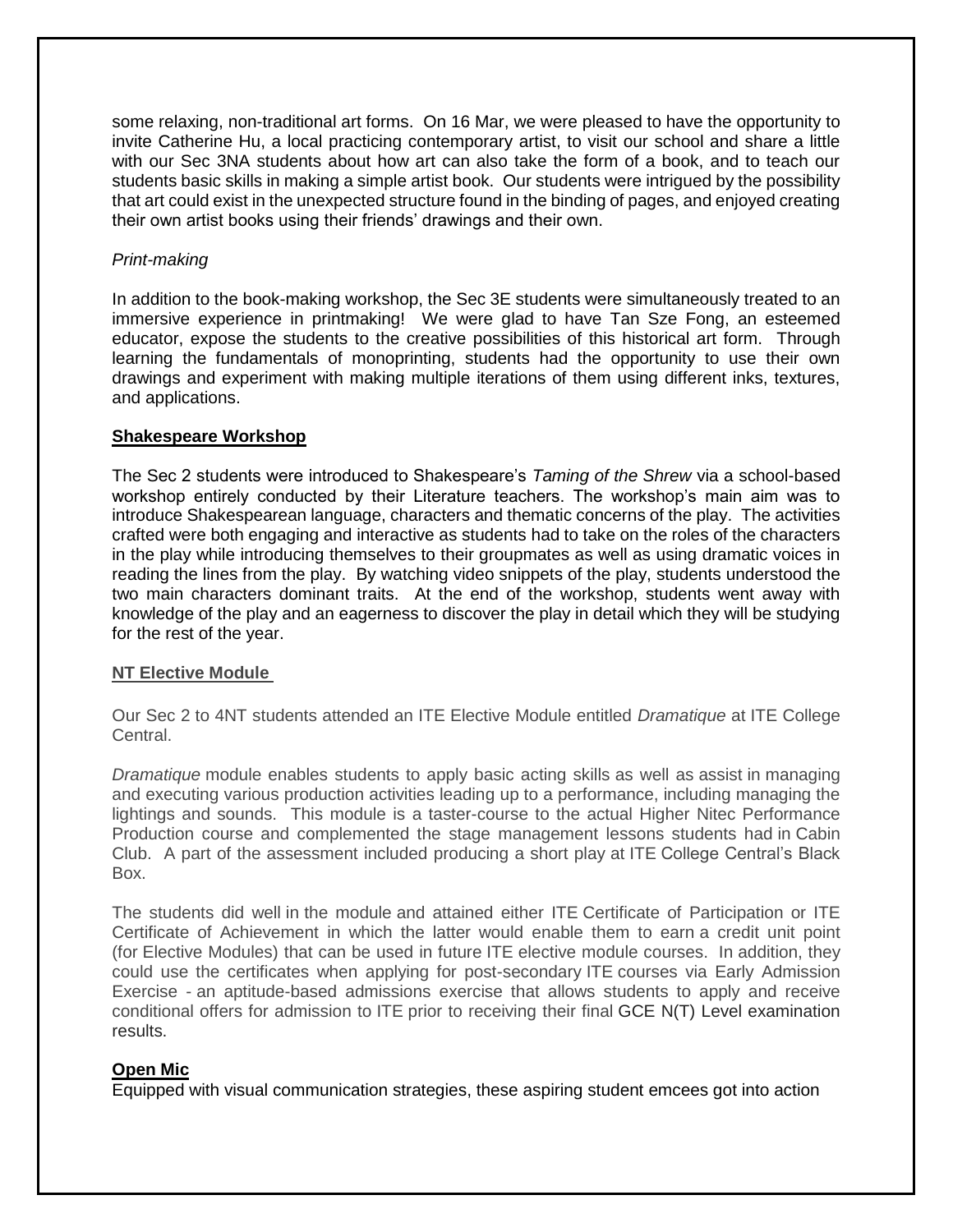some relaxing, non-traditional art forms. On 16 Mar, we were pleased to have the opportunity to invite Catherine Hu, a local practicing contemporary artist, to visit our school and share a little with our Sec 3NA students about how art can also take the form of a book, and to teach our students basic skills in making a simple artist book. Our students were intrigued by the possibility that art could exist in the unexpected structure found in the binding of pages, and enjoyed creating their own artist books using their friends' drawings and their own.

*Print-making*

In addition to the book-making workshop, the Sec 3E students were simultaneously treated to an immersive experience in printmaking! We were glad to have Tan Sze Fong, an esteemed educator, expose the students to the creative possibilities of this historical art form. Through learning the fundamentals of monoprinting, students had the opportunity to use their own drawings and experiment with making multiple iterations of them using different inks, textures, and applications.

**Shakespeare Workshop**

The Sec 2 students were introduced to Shakespeare's *Taming of the Shrew* via a school-based workshop entirely conducted by their Literature teachers. The workshop's main aim was to introduce Shakespearean language, characters and thematic concerns of the play. The activities crafted were both engaging and interactive as students had to take on the roles of the characters in the play while introducing themselves to their groupmates as well as using dramatic voices in reading the lines from the play. By watching video snippets of the play, students understood the two main characters dominant traits. At the end of the workshop, students went away with knowledge of the play and an eagerness to discover the play in detail which they will be studying for the rest of the year.

**NT Elective Module**

Our Sec 2 to 4NT students attended an ITE Elective Module entitled *Dramatique* at ITE College Central.

*Dramatique* module enables students to apply basic acting skills as well as assist in managing and executing various production activities leading up to a performance, including managing the lightings and sounds. This module is a taster-course to the actual Higher Nitec Performance Production course and complemented the stage management lessons students had in Cabin Club. A part of the assessment included producing a short play at ITE College Central's Black Box.

The students did well in the module and attained either ITE Certificate of Participation or ITE Certificate of Achievement in which the latter would enable them to earn a credit unit point (for Elective Modules) that can be used in future ITE elective module courses. In addition, they could use the certificates when applying for post-secondary ITE courses via Early Admission Exercise - an aptitude-based admissions exercise that allows students to apply and receive conditional offers for admission to ITE prior to receiving their final GCE N(T) Level examination results.

**Open Mic**

Equipped with visual communication strategies, these aspiring student emcees got into action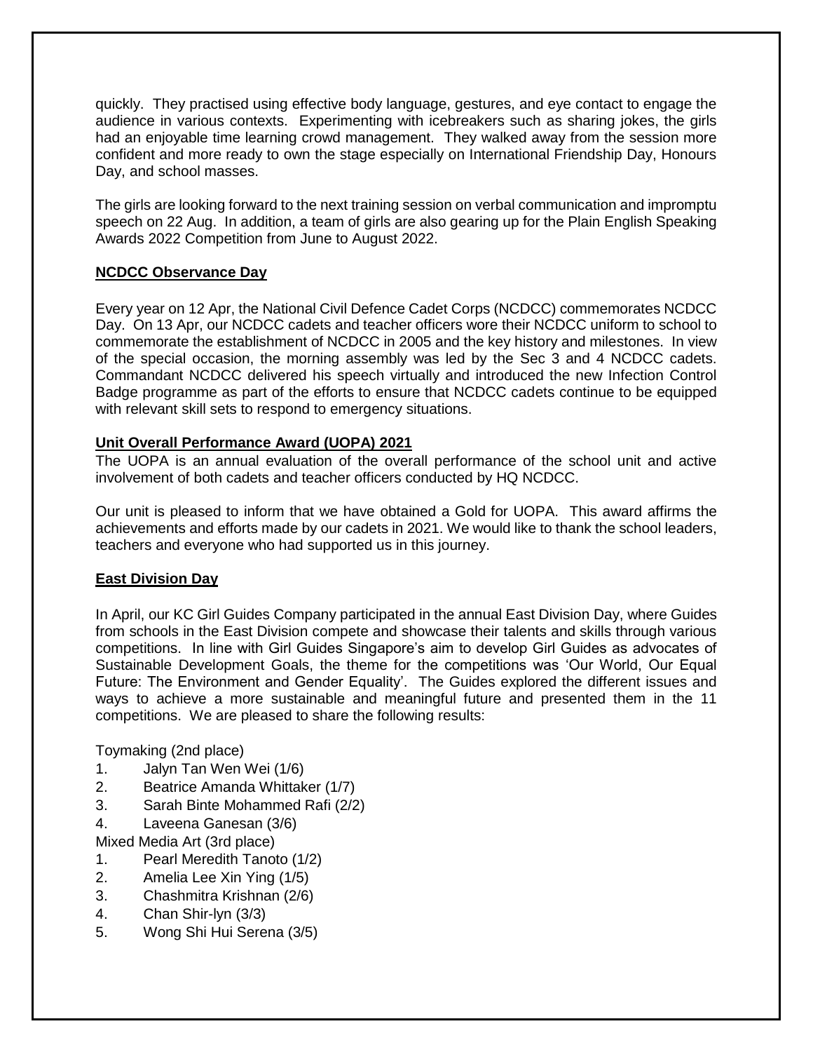quickly. They practised using effective body language, gestures, and eye contact to engage the audience in various contexts. Experimenting with icebreakers such as sharing jokes, the girls had an enjoyable time learning crowd management. They walked away from the session more confident and more ready to own the stage especially on International Friendship Day, Honours Day, and school masses.

The girls are looking forward to the next training session on verbal communication and impromptu speech on 22 Aug. In addition, a team of girls are also gearing up for the Plain English Speaking Awards 2022 Competition from June to August 2022.

**NCDCC Observance Day**

Every year on 12 Apr, the National Civil Defence Cadet Corps (NCDCC) commemorates NCDCC Day. On 13 Apr, our NCDCC cadets and teacher officers wore their NCDCC uniform to school to commemorate the establishment of NCDCC in 2005 and the key history and milestones. In view of the special occasion, the morning assembly was led by the Sec 3 and 4 NCDCC cadets. Commandant NCDCC delivered his speech virtually and introduced the new Infection Control Badge programme as part of the efforts to ensure that NCDCC cadets continue to be equipped with relevant skill sets to respond to emergency situations.

**Unit Overall Performance Award (UOPA) 2021**

The UOPA is an annual evaluation of the overall performance of the school unit and active involvement of both cadets and teacher officers conducted by HQ NCDCC.

Our unit is pleased to inform that we have obtained a Gold for UOPA. This award affirms the achievements and efforts made by our cadets in 2021. We would like to thank the school leaders, teachers and everyone who had supported us in this journey.

**East Division Day**

In April, our KC Girl Guides Company participated in the annual East Division Day, where Guides from schools in the East Division compete and showcase their talents and skills through various competitions. In line with Girl Guides Singapore's aim to develop Girl Guides as advocates of Sustainable Development Goals, the theme for the competitions was 'Our World, Our Equal Future: The Environment and Gender Equality'. The Guides explored the different issues and ways to achieve a more sustainable and meaningful future and presented them in the 11 competitions. We are pleased to share the following results:

Toymaking (2nd place)

1. Jalyn Tan Wen Wei (1/6)
2. Beatrice Amanda Whittaker (1/7)
3. Sarah Binte Mohammed Rafi (2/2)
4. Laveena Ganesan (3/6)

Mixed Media Art (3rd place)

1. Pearl Meredith Tanoto (1/2)
2. Amelia Lee Xin Ying (1/5)
3. Chashmitra Krishnan (2/6)
4. Chan Shir-lyn (3/3)
5. Wong Shi Hui Serena (3/5)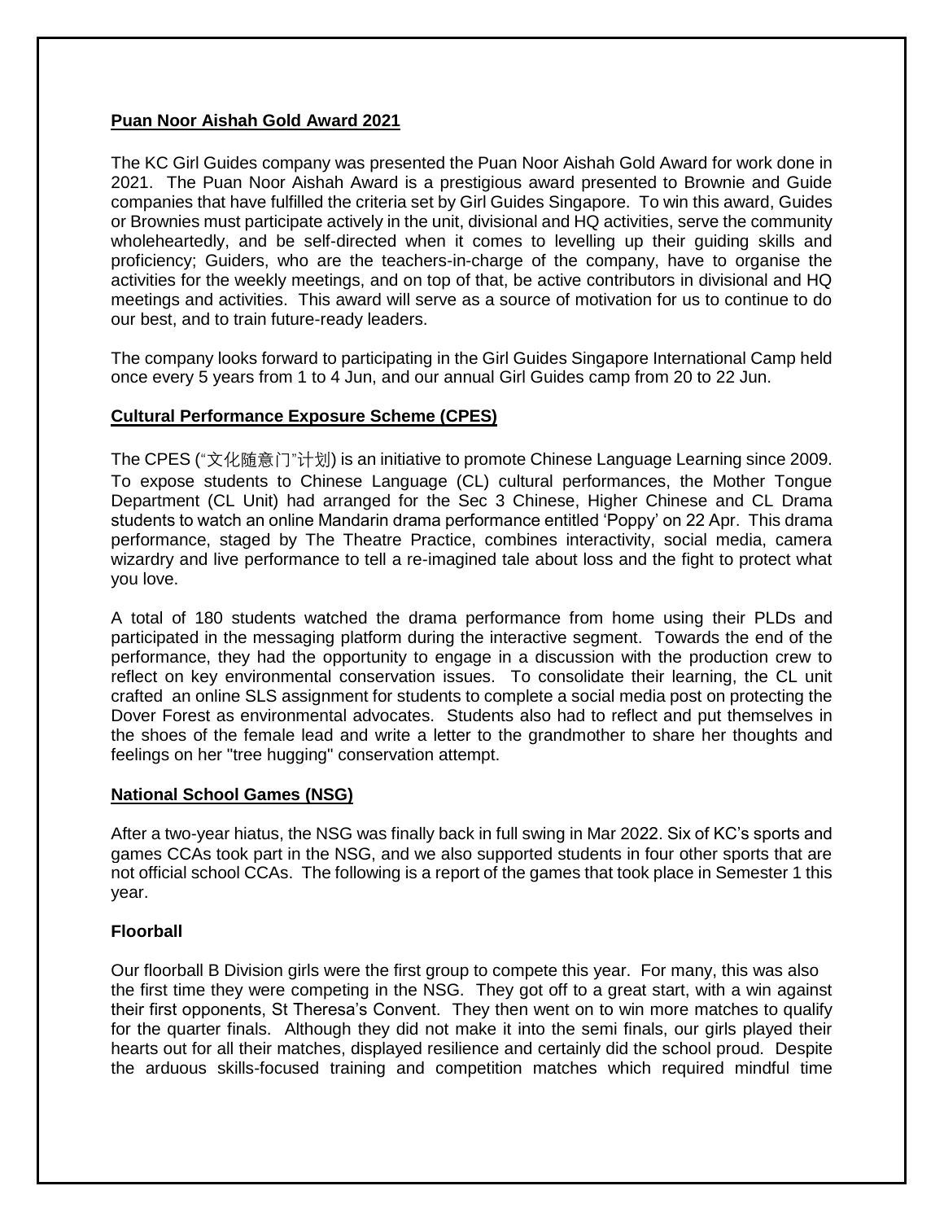## Puan Noor Aishah Gold Award 2021

The KC Girl Guides company was presented the Puan Noor Aishah Gold Award for work done in 2021. The Puan Noor Aishah Award is a prestigious award presented to Brownie and Guide companies that have fulfilled the criteria set by Girl Guides Singapore. To win this award, Guides or Brownies must participate actively in the unit, divisional and HQ activities, serve the community wholeheartedly, and be self-directed when it comes to levelling up their guiding skills and proficiency; Guiders, who are the teachers-in-charge of the company, have to organise the activities for the weekly meetings, and on top of that, be active contributors in divisional and HQ meetings and activities. This award will serve as a source of motivation for us to continue to do our best, and to train future-ready leaders.

The company looks forward to participating in the Girl Guides Singapore International Camp held once every 5 years from 1 to 4 Jun, and our annual Girl Guides camp from 20 to 22 Jun.

## Cultural Performance Exposure Scheme (CPES)

The CPES ("文化随意门"计划) is an initiative to promote Chinese Language Learning since 2009. To expose students to Chinese Language (CL) cultural performances, the Mother Tongue Department (CL Unit) had arranged for the Sec 3 Chinese, Higher Chinese and CL Drama students to watch an online Mandarin drama performance entitled 'Poppy' on 22 Apr. This drama performance, staged by The Theatre Practice, combines interactivity, social media, camera wizardry and live performance to tell a re-imagined tale about loss and the fight to protect what you love.

A total of 180 students watched the drama performance from home using their PLDs and participated in the messaging platform during the interactive segment. Towards the end of the performance, they had the opportunity to engage in a discussion with the production crew to reflect on key environmental conservation issues. To consolidate their learning, the CL unit crafted an online SLS assignment for students to complete a social media post on protecting the Dover Forest as environmental advocates. Students also had to reflect and put themselves in the shoes of the female lead and write a letter to the grandmother to share her thoughts and feelings on her "tree hugging" conservation attempt.

## National School Games (NSG)

After a two-year hiatus, the NSG was finally back in full swing in Mar 2022. Six of KC's sports and games CCAs took part in the NSG, and we also supported students in four other sports that are not official school CCAs. The following is a report of the games that took place in Semester 1 this year.

### Floorball

Our floorball B Division girls were the first group to compete this year. For many, this was also the first time they were competing in the NSG. They got off to a great start, with a win against their first opponents, St Theresa's Convent. They then went on to win more matches to qualify for the quarter finals. Although they did not make it into the semi finals, our girls played their hearts out for all their matches, displayed resilience and certainly did the school proud. Despite the arduous skills-focused training and competition matches which required mindful time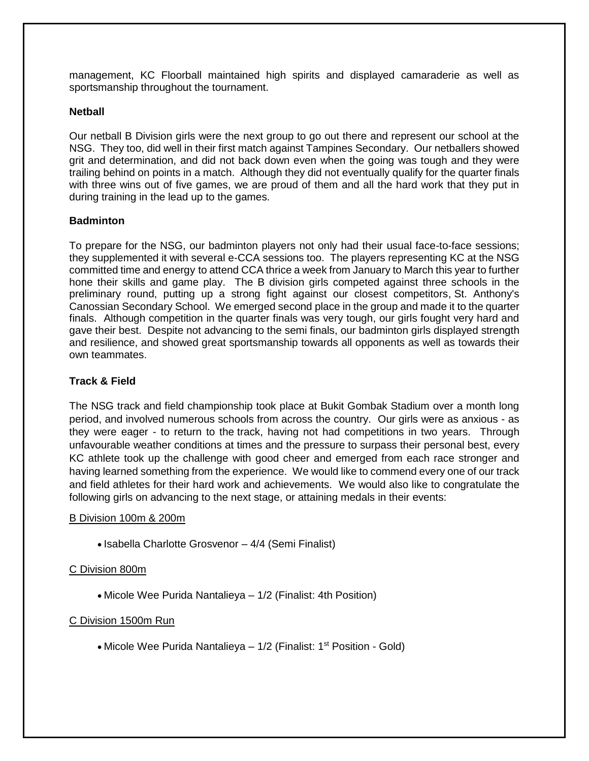management, KC Floorball maintained high spirits and displayed camaraderie as well as sportsmanship throughout the tournament.

### Netball

Our netball B Division girls were the next group to go out there and represent our school at the NSG. They too, did well in their first match against Tampines Secondary. Our netballers showed grit and determination, and did not back down even when the going was tough and they were trailing behind on points in a match. Although they did not eventually qualify for the quarter finals with three wins out of five games, we are proud of them and all the hard work that they put in during training in the lead up to the games.

### Badminton

To prepare for the NSG, our badminton players not only had their usual face-to-face sessions; they supplemented it with several e-CCA sessions too. The players representing KC at the NSG committed time and energy to attend CCA thrice a week from January to March this year to further hone their skills and game play. The B division girls competed against three schools in the preliminary round, putting up a strong fight against our closest competitors, St. Anthony's Canossian Secondary School. We emerged second place in the group and made it to the quarter finals. Although competition in the quarter finals was very tough, our girls fought very hard and gave their best. Despite not advancing to the semi finals, our badminton girls displayed strength and resilience, and showed great sportsmanship towards all opponents as well as towards their own teammates.

### Track & Field

The NSG track and field championship took place at Bukit Gombak Stadium over a month long period, and involved numerous schools from across the country. Our girls were as anxious - as they were eager - to return to the track, having not had competitions in two years. Through unfavourable weather conditions at times and the pressure to surpass their personal best, every KC athlete took up the challenge with good cheer and emerged from each race stronger and having learned something from the experience. We would like to commend every one of our track and field athletes for their hard work and achievements. We would also like to congratulate the following girls on advancing to the next stage, or attaining medals in their events:

<u>B Division 100m & 200m</u>

- Isabella Charlotte Grosvenor – 4/4 (Semi Finalist)

<u>C Division 800m</u>

- Micole Wee Purida Nantalieya – 1/2 (Finalist: 4th Position)

<u>C Division 1500m Run</u>

- Micole Wee Purida Nantalieya – 1/2 (Finalist: 1st Position - Gold)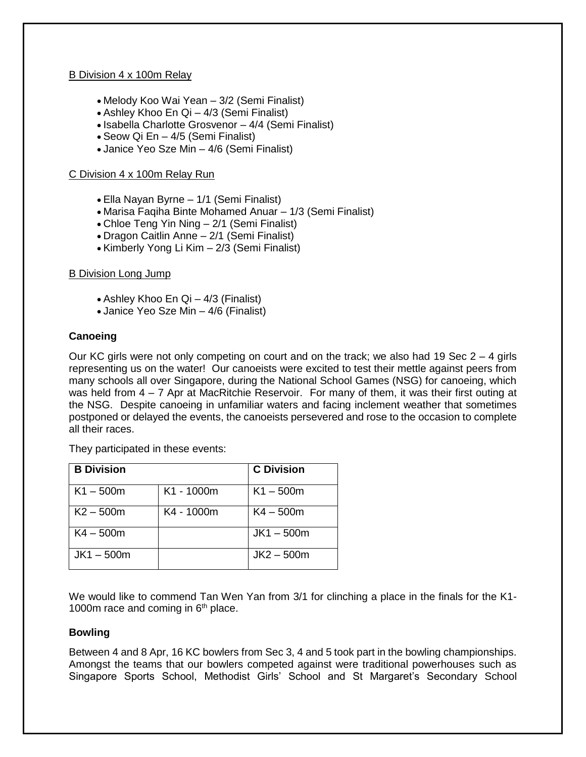B Division 4 x 100m Relay

- Melody Koo Wai Yean – 3/2 (Semi Finalist)
- Ashley Khoo En Qi – 4/3 (Semi Finalist)
- Isabella Charlotte Grosvenor – 4/4 (Semi Finalist)
- Seow Qi En – 4/5 (Semi Finalist)
- Janice Yeo Sze Min – 4/6 (Semi Finalist)

C Division 4 x 100m Relay Run

- Ella Nayan Byrne – 1/1 (Semi Finalist)
- Marisa Faqiha Binte Mohamed Anuar – 1/3 (Semi Finalist)
- Chloe Teng Yin Ning – 2/1 (Semi Finalist)
- Dragon Caitlin Anne – 2/1 (Semi Finalist)
- Kimberly Yong Li Kim – 2/3 (Semi Finalist)

B Division Long Jump

- Ashley Khoo En Qi – 4/3 (Finalist)
- Janice Yeo Sze Min – 4/6 (Finalist)

**Canoeing**

Our KC girls were not only competing on court and on the track; we also had 19 Sec 2 – 4 girls representing us on the water! Our canoeists were excited to test their mettle against peers from many schools all over Singapore, during the National School Games (NSG) for canoeing, which was held from 4 – 7 Apr at MacRitchie Reservoir. For many of them, it was their first outing at the NSG. Despite canoeing in unfamiliar waters and facing inclement weather that sometimes postponed or delayed the events, the canoeists persevered and rose to the occasion to complete all their races.

They participated in these events:

| **B Division** | | **C Division** |
|---|---|---|
| K1 – 500m | K1 - 1000m | K1 – 500m |
| K2 – 500m | K4 - 1000m | K4 – 500m |
| K4 – 500m | | JK1 – 500m |
| JK1 – 500m | | JK2 – 500m |

We would like to commend Tan Wen Yan from 3/1 for clinching a place in the finals for the K1-1000m race and coming in 6th place.

**Bowling**

Between 4 and 8 Apr, 16 KC bowlers from Sec 3, 4 and 5 took part in the bowling championships. Amongst the teams that our bowlers competed against were traditional powerhouses such as Singapore Sports School, Methodist Girls' School and St Margaret's Secondary School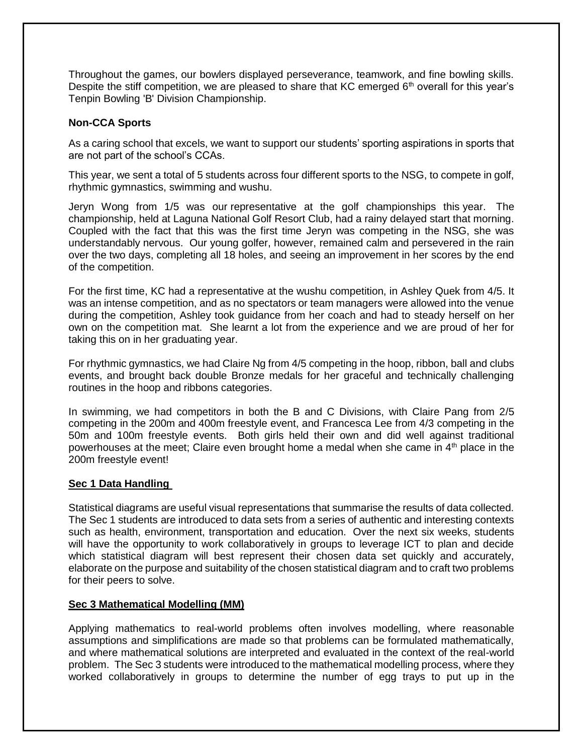Throughout the games, our bowlers displayed perseverance, teamwork, and fine bowling skills. Despite the stiff competition, we are pleased to share that KC emerged 6th overall for this year's Tenpin Bowling 'B' Division Championship.

**Non-CCA Sports**

As a caring school that excels, we want to support our students' sporting aspirations in sports that are not part of the school's CCAs.

This year, we sent a total of 5 students across four different sports to the NSG, to compete in golf, rhythmic gymnastics, swimming and wushu.

Jeryn Wong from 1/5 was our representative at the golf championships this year. The championship, held at Laguna National Golf Resort Club, had a rainy delayed start that morning. Coupled with the fact that this was the first time Jeryn was competing in the NSG, she was understandably nervous. Our young golfer, however, remained calm and persevered in the rain over the two days, completing all 18 holes, and seeing an improvement in her scores by the end of the competition.

For the first time, KC had a representative at the wushu competition, in Ashley Quek from 4/5. It was an intense competition, and as no spectators or team managers were allowed into the venue during the competition, Ashley took guidance from her coach and had to steady herself on her own on the competition mat. She learnt a lot from the experience and we are proud of her for taking this on in her graduating year.

For rhythmic gymnastics, we had Claire Ng from 4/5 competing in the hoop, ribbon, ball and clubs events, and brought back double Bronze medals for her graceful and technically challenging routines in the hoop and ribbons categories.

In swimming, we had competitors in both the B and C Divisions, with Claire Pang from 2/5 competing in the 200m and 400m freestyle event, and Francesca Lee from 4/3 competing in the 50m and 100m freestyle events. Both girls held their own and did well against traditional powerhouses at the meet; Claire even brought home a medal when she came in 4th place in the 200m freestyle event!

**Sec 1 Data Handling**

Statistical diagrams are useful visual representations that summarise the results of data collected. The Sec 1 students are introduced to data sets from a series of authentic and interesting contexts such as health, environment, transportation and education. Over the next six weeks, students will have the opportunity to work collaboratively in groups to leverage ICT to plan and decide which statistical diagram will best represent their chosen data set quickly and accurately, elaborate on the purpose and suitability of the chosen statistical diagram and to craft two problems for their peers to solve.

**Sec 3 Mathematical Modelling (MM)**

Applying mathematics to real-world problems often involves modelling, where reasonable assumptions and simplifications are made so that problems can be formulated mathematically, and where mathematical solutions are interpreted and evaluated in the context of the real-world problem. The Sec 3 students were introduced to the mathematical modelling process, where they worked collaboratively in groups to determine the number of egg trays to put up in the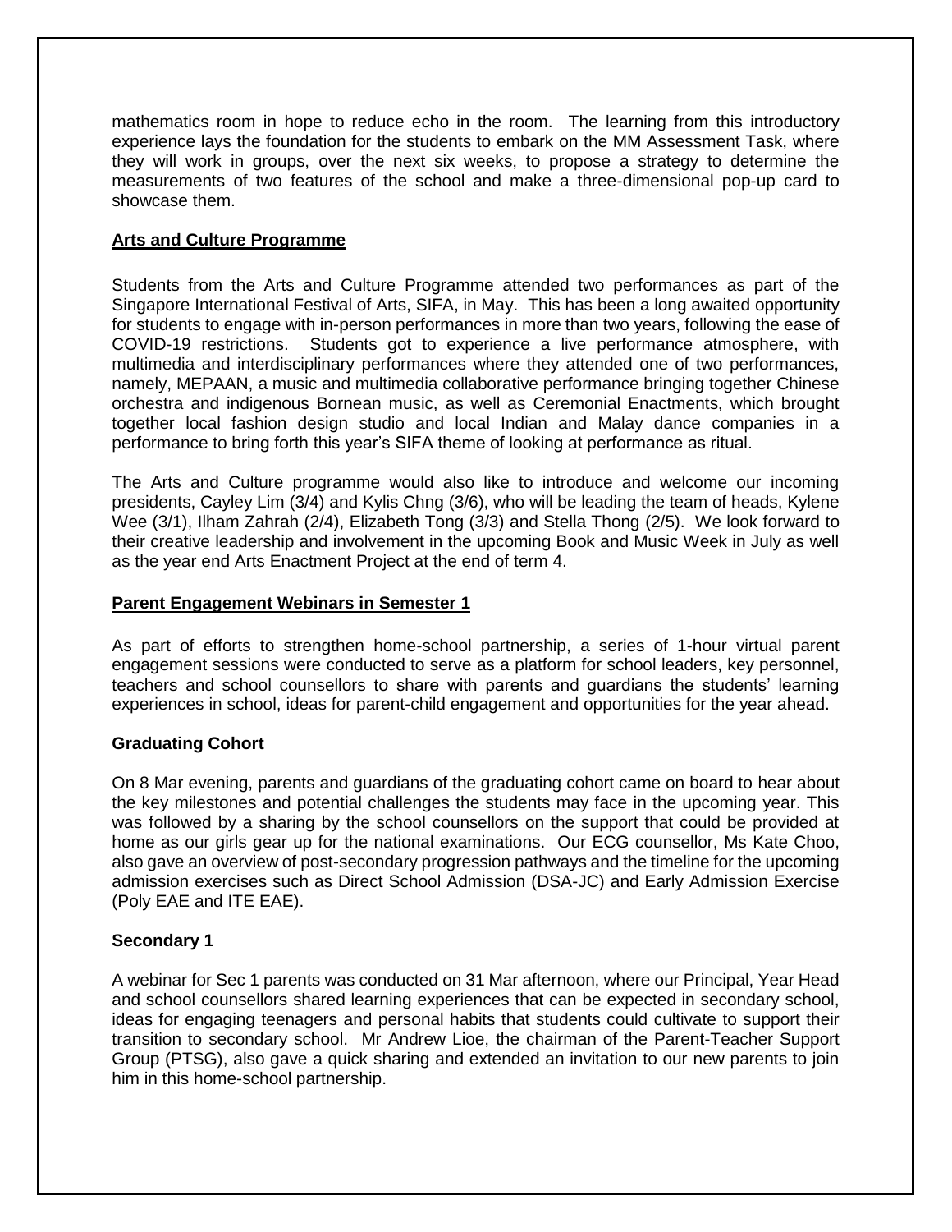mathematics room in hope to reduce echo in the room. The learning from this introductory experience lays the foundation for the students to embark on the MM Assessment Task, where they will work in groups, over the next six weeks, to propose a strategy to determine the measurements of two features of the school and make a three-dimensional pop-up card to showcase them.

## Arts and Culture Programme

Students from the Arts and Culture Programme attended two performances as part of the Singapore International Festival of Arts, SIFA, in May. This has been a long awaited opportunity for students to engage with in-person performances in more than two years, following the ease of COVID-19 restrictions. Students got to experience a live performance atmosphere, with multimedia and interdisciplinary performances where they attended one of two performances, namely, MEPAAN, a music and multimedia collaborative performance bringing together Chinese orchestra and indigenous Bornean music, as well as Ceremonial Enactments, which brought together local fashion design studio and local Indian and Malay dance companies in a performance to bring forth this year's SIFA theme of looking at performance as ritual.

The Arts and Culture programme would also like to introduce and welcome our incoming presidents, Cayley Lim (3/4) and Kylis Chng (3/6), who will be leading the team of heads, Kylene Wee (3/1), Ilham Zahrah (2/4), Elizabeth Tong (3/3) and Stella Thong (2/5). We look forward to their creative leadership and involvement in the upcoming Book and Music Week in July as well as the year end Arts Enactment Project at the end of term 4.

## Parent Engagement Webinars in Semester 1

As part of efforts to strengthen home-school partnership, a series of 1-hour virtual parent engagement sessions were conducted to serve as a platform for school leaders, key personnel, teachers and school counsellors to share with parents and guardians the students' learning experiences in school, ideas for parent-child engagement and opportunities for the year ahead.

### Graduating Cohort

On 8 Mar evening, parents and guardians of the graduating cohort came on board to hear about the key milestones and potential challenges the students may face in the upcoming year. This was followed by a sharing by the school counsellors on the support that could be provided at home as our girls gear up for the national examinations. Our ECG counsellor, Ms Kate Choo, also gave an overview of post-secondary progression pathways and the timeline for the upcoming admission exercises such as Direct School Admission (DSA-JC) and Early Admission Exercise (Poly EAE and ITE EAE).

### Secondary 1

A webinar for Sec 1 parents was conducted on 31 Mar afternoon, where our Principal, Year Head and school counsellors shared learning experiences that can be expected in secondary school, ideas for engaging teenagers and personal habits that students could cultivate to support their transition to secondary school. Mr Andrew Lioe, the chairman of the Parent-Teacher Support Group (PTSG), also gave a quick sharing and extended an invitation to our new parents to join him in this home-school partnership.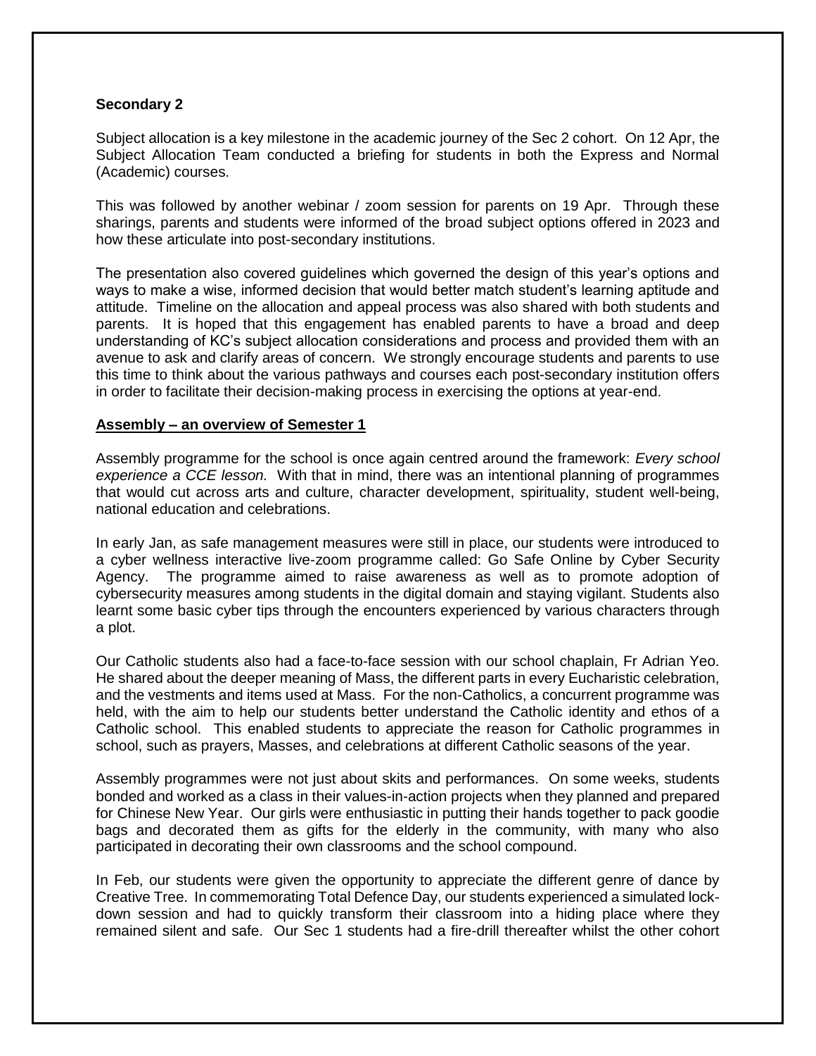**Secondary 2**

Subject allocation is a key milestone in the academic journey of the Sec 2 cohort. On 12 Apr, the Subject Allocation Team conducted a briefing for students in both the Express and Normal (Academic) courses.

This was followed by another webinar / zoom session for parents on 19 Apr. Through these sharings, parents and students were informed of the broad subject options offered in 2023 and how these articulate into post-secondary institutions.

The presentation also covered guidelines which governed the design of this year's options and ways to make a wise, informed decision that would better match student's learning aptitude and attitude. Timeline on the allocation and appeal process was also shared with both students and parents. It is hoped that this engagement has enabled parents to have a broad and deep understanding of KC's subject allocation considerations and process and provided them with an avenue to ask and clarify areas of concern. We strongly encourage students and parents to use this time to think about the various pathways and courses each post-secondary institution offers in order to facilitate their decision-making process in exercising the options at year-end.

**Assembly – an overview of Semester 1**

Assembly programme for the school is once again centred around the framework: *Every school experience a CCE lesson.* With that in mind, there was an intentional planning of programmes that would cut across arts and culture, character development, spirituality, student well-being, national education and celebrations.

In early Jan, as safe management measures were still in place, our students were introduced to a cyber wellness interactive live-zoom programme called: Go Safe Online by Cyber Security Agency. The programme aimed to raise awareness as well as to promote adoption of cybersecurity measures among students in the digital domain and staying vigilant. Students also learnt some basic cyber tips through the encounters experienced by various characters through a plot.

Our Catholic students also had a face-to-face session with our school chaplain, Fr Adrian Yeo. He shared about the deeper meaning of Mass, the different parts in every Eucharistic celebration, and the vestments and items used at Mass. For the non-Catholics, a concurrent programme was held, with the aim to help our students better understand the Catholic identity and ethos of a Catholic school. This enabled students to appreciate the reason for Catholic programmes in school, such as prayers, Masses, and celebrations at different Catholic seasons of the year.

Assembly programmes were not just about skits and performances. On some weeks, students bonded and worked as a class in their values-in-action projects when they planned and prepared for Chinese New Year. Our girls were enthusiastic in putting their hands together to pack goodie bags and decorated them as gifts for the elderly in the community, with many who also participated in decorating their own classrooms and the school compound.

In Feb, our students were given the opportunity to appreciate the different genre of dance by Creative Tree. In commemorating Total Defence Day, our students experienced a simulated lock-down session and had to quickly transform their classroom into a hiding place where they remained silent and safe. Our Sec 1 students had a fire-drill thereafter whilst the other cohort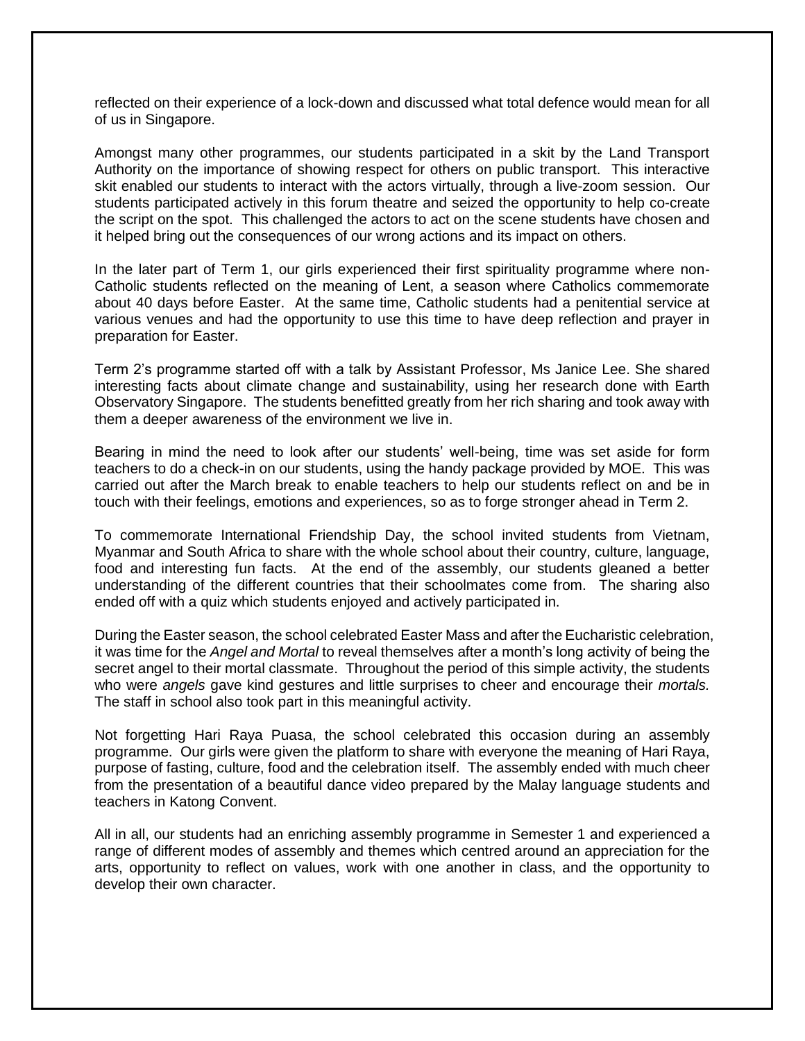reflected on their experience of a lock-down and discussed what total defence would mean for all of us in Singapore.

Amongst many other programmes, our students participated in a skit by the Land Transport Authority on the importance of showing respect for others on public transport. This interactive skit enabled our students to interact with the actors virtually, through a live-zoom session. Our students participated actively in this forum theatre and seized the opportunity to help co-create the script on the spot. This challenged the actors to act on the scene students have chosen and it helped bring out the consequences of our wrong actions and its impact on others.

In the later part of Term 1, our girls experienced their first spirituality programme where non-Catholic students reflected on the meaning of Lent, a season where Catholics commemorate about 40 days before Easter. At the same time, Catholic students had a penitential service at various venues and had the opportunity to use this time to have deep reflection and prayer in preparation for Easter.

Term 2's programme started off with a talk by Assistant Professor, Ms Janice Lee. She shared interesting facts about climate change and sustainability, using her research done with Earth Observatory Singapore. The students benefitted greatly from her rich sharing and took away with them a deeper awareness of the environment we live in.

Bearing in mind the need to look after our students' well-being, time was set aside for form teachers to do a check-in on our students, using the handy package provided by MOE. This was carried out after the March break to enable teachers to help our students reflect on and be in touch with their feelings, emotions and experiences, so as to forge stronger ahead in Term 2.

To commemorate International Friendship Day, the school invited students from Vietnam, Myanmar and South Africa to share with the whole school about their country, culture, language, food and interesting fun facts. At the end of the assembly, our students gleaned a better understanding of the different countries that their schoolmates come from. The sharing also ended off with a quiz which students enjoyed and actively participated in.

During the Easter season, the school celebrated Easter Mass and after the Eucharistic celebration, it was time for the *Angel and Mortal* to reveal themselves after a month's long activity of being the secret angel to their mortal classmate. Throughout the period of this simple activity, the students who were *angels* gave kind gestures and little surprises to cheer and encourage their *mortals.* The staff in school also took part in this meaningful activity.

Not forgetting Hari Raya Puasa, the school celebrated this occasion during an assembly programme. Our girls were given the platform to share with everyone the meaning of Hari Raya, purpose of fasting, culture, food and the celebration itself. The assembly ended with much cheer from the presentation of a beautiful dance video prepared by the Malay language students and teachers in Katong Convent.

All in all, our students had an enriching assembly programme in Semester 1 and experienced a range of different modes of assembly and themes which centred around an appreciation for the arts, opportunity to reflect on values, work with one another in class, and the opportunity to develop their own character.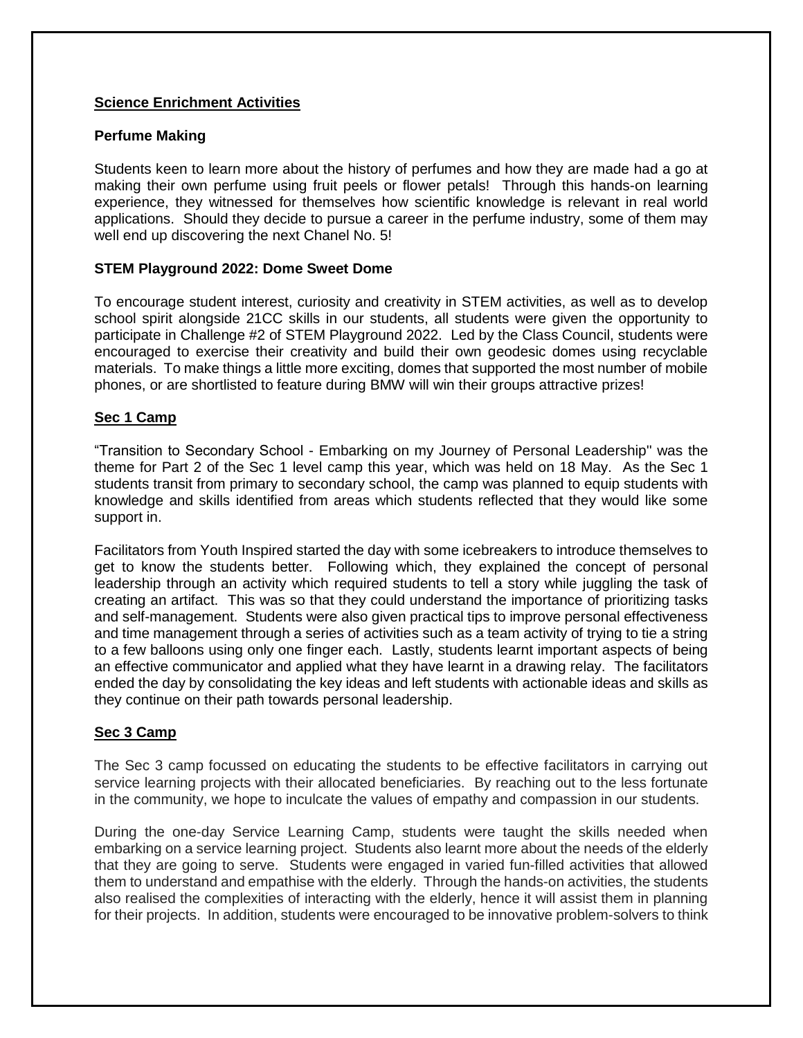## Science Enrichment Activities

### Perfume Making

Students keen to learn more about the history of perfumes and how they are made had a go at making their own perfume using fruit peels or flower petals! Through this hands-on learning experience, they witnessed for themselves how scientific knowledge is relevant in real world applications. Should they decide to pursue a career in the perfume industry, some of them may well end up discovering the next Chanel No. 5!

### STEM Playground 2022: Dome Sweet Dome

To encourage student interest, curiosity and creativity in STEM activities, as well as to develop school spirit alongside 21CC skills in our students, all students were given the opportunity to participate in Challenge #2 of STEM Playground 2022. Led by the Class Council, students were encouraged to exercise their creativity and build their own geodesic domes using recyclable materials. To make things a little more exciting, domes that supported the most number of mobile phones, or are shortlisted to feature during BMW will win their groups attractive prizes!

## Sec 1 Camp

"Transition to Secondary School - Embarking on my Journey of Personal Leadership" was the theme for Part 2 of the Sec 1 level camp this year, which was held on 18 May. As the Sec 1 students transit from primary to secondary school, the camp was planned to equip students with knowledge and skills identified from areas which students reflected that they would like some support in.

Facilitators from Youth Inspired started the day with some icebreakers to introduce themselves to get to know the students better. Following which, they explained the concept of personal leadership through an activity which required students to tell a story while juggling the task of creating an artifact. This was so that they could understand the importance of prioritizing tasks and self-management. Students were also given practical tips to improve personal effectiveness and time management through a series of activities such as a team activity of trying to tie a string to a few balloons using only one finger each. Lastly, students learnt important aspects of being an effective communicator and applied what they have learnt in a drawing relay. The facilitators ended the day by consolidating the key ideas and left students with actionable ideas and skills as they continue on their path towards personal leadership.

## Sec 3 Camp

The Sec 3 camp focussed on educating the students to be effective facilitators in carrying out service learning projects with their allocated beneficiaries. By reaching out to the less fortunate in the community, we hope to inculcate the values of empathy and compassion in our students.

During the one-day Service Learning Camp, students were taught the skills needed when embarking on a service learning project. Students also learnt more about the needs of the elderly that they are going to serve. Students were engaged in varied fun-filled activities that allowed them to understand and empathise with the elderly. Through the hands-on activities, the students also realised the complexities of interacting with the elderly, hence it will assist them in planning for their projects. In addition, students were encouraged to be innovative problem-solvers to think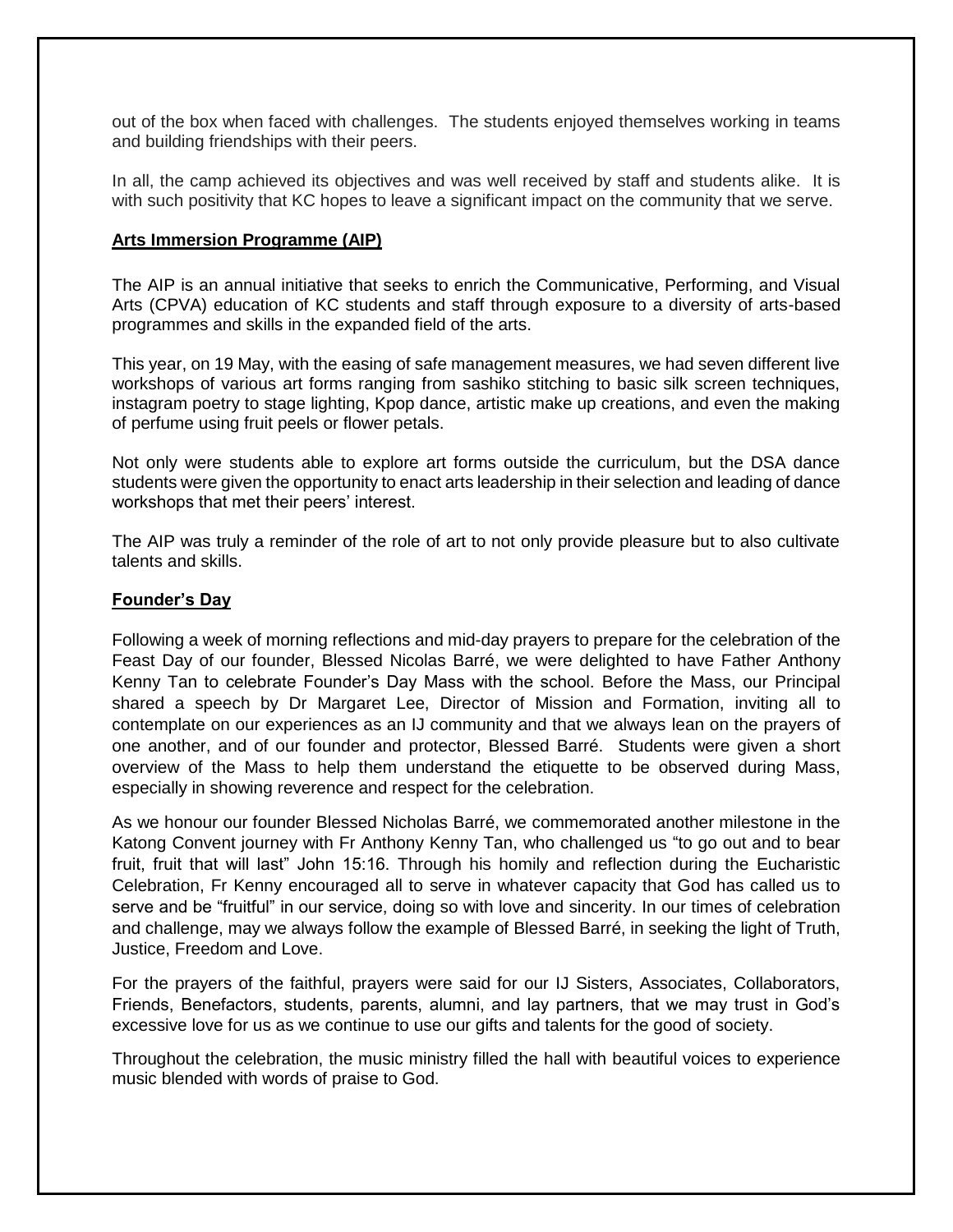out of the box when faced with challenges. The students enjoyed themselves working in teams and building friendships with their peers.

In all, the camp achieved its objectives and was well received by staff and students alike. It is with such positivity that KC hopes to leave a significant impact on the community that we serve.

## Arts Immersion Programme (AIP)

The AIP is an annual initiative that seeks to enrich the Communicative, Performing, and Visual Arts (CPVA) education of KC students and staff through exposure to a diversity of arts-based programmes and skills in the expanded field of the arts.

This year, on 19 May, with the easing of safe management measures, we had seven different live workshops of various art forms ranging from sashiko stitching to basic silk screen techniques, instagram poetry to stage lighting, Kpop dance, artistic make up creations, and even the making of perfume using fruit peels or flower petals.

Not only were students able to explore art forms outside the curriculum, but the DSA dance students were given the opportunity to enact arts leadership in their selection and leading of dance workshops that met their peers' interest.

The AIP was truly a reminder of the role of art to not only provide pleasure but to also cultivate talents and skills.

## Founder's Day

Following a week of morning reflections and mid-day prayers to prepare for the celebration of the Feast Day of our founder, Blessed Nicolas Barré, we were delighted to have Father Anthony Kenny Tan to celebrate Founder's Day Mass with the school. Before the Mass, our Principal shared a speech by Dr Margaret Lee, Director of Mission and Formation, inviting all to contemplate on our experiences as an IJ community and that we always lean on the prayers of one another, and of our founder and protector, Blessed Barré. Students were given a short overview of the Mass to help them understand the etiquette to be observed during Mass, especially in showing reverence and respect for the celebration.

As we honour our founder Blessed Nicholas Barré, we commemorated another milestone in the Katong Convent journey with Fr Anthony Kenny Tan, who challenged us "to go out and to bear fruit, fruit that will last" John 15:16. Through his homily and reflection during the Eucharistic Celebration, Fr Kenny encouraged all to serve in whatever capacity that God has called us to serve and be "fruitful" in our service, doing so with love and sincerity. In our times of celebration and challenge, may we always follow the example of Blessed Barré, in seeking the light of Truth, Justice, Freedom and Love.

For the prayers of the faithful, prayers were said for our IJ Sisters, Associates, Collaborators, Friends, Benefactors, students, parents, alumni, and lay partners, that we may trust in God's excessive love for us as we continue to use our gifts and talents for the good of society.

Throughout the celebration, the music ministry filled the hall with beautiful voices to experience music blended with words of praise to God.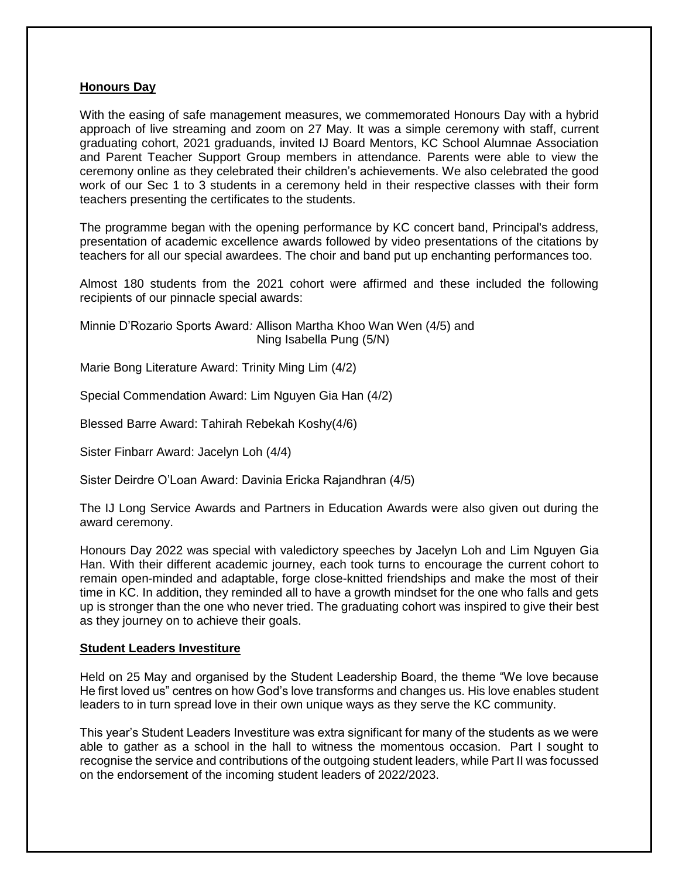## Honours Day

With the easing of safe management measures, we commemorated Honours Day with a hybrid approach of live streaming and zoom on 27 May. It was a simple ceremony with staff, current graduating cohort, 2021 graduands, invited IJ Board Mentors, KC School Alumnae Association and Parent Teacher Support Group members in attendance. Parents were able to view the ceremony online as they celebrated their children's achievements. We also celebrated the good work of our Sec 1 to 3 students in a ceremony held in their respective classes with their form teachers presenting the certificates to the students.

The programme began with the opening performance by KC concert band, Principal's address, presentation of academic excellence awards followed by video presentations of the citations by teachers for all our special awardees. The choir and band put up enchanting performances too.

Almost 180 students from the 2021 cohort were affirmed and these included the following recipients of our pinnacle special awards:

Minnie D'Rozario Sports Award: Allison Martha Khoo Wan Wen (4/5) and
Ning Isabella Pung (5/N)

Marie Bong Literature Award: Trinity Ming Lim (4/2)

Special Commendation Award: Lim Nguyen Gia Han (4/2)

Blessed Barre Award: Tahirah Rebekah Koshy(4/6)

Sister Finbarr Award: Jacelyn Loh (4/4)

Sister Deirdre O'Loan Award: Davinia Ericka Rajandhran (4/5)

The IJ Long Service Awards and Partners in Education Awards were also given out during the award ceremony.

Honours Day 2022 was special with valedictory speeches by Jacelyn Loh and Lim Nguyen Gia Han. With their different academic journey, each took turns to encourage the current cohort to remain open-minded and adaptable, forge close-knitted friendships and make the most of their time in KC. In addition, they reminded all to have a growth mindset for the one who falls and gets up is stronger than the one who never tried. The graduating cohort was inspired to give their best as they journey on to achieve their goals.

## Student Leaders Investiture

Held on 25 May and organised by the Student Leadership Board, the theme "We love because He first loved us" centres on how God's love transforms and changes us. His love enables student leaders to in turn spread love in their own unique ways as they serve the KC community.

This year's Student Leaders Investiture was extra significant for many of the students as we were able to gather as a school in the hall to witness the momentous occasion. Part I sought to recognise the service and contributions of the outgoing student leaders, while Part II was focussed on the endorsement of the incoming student leaders of 2022/2023.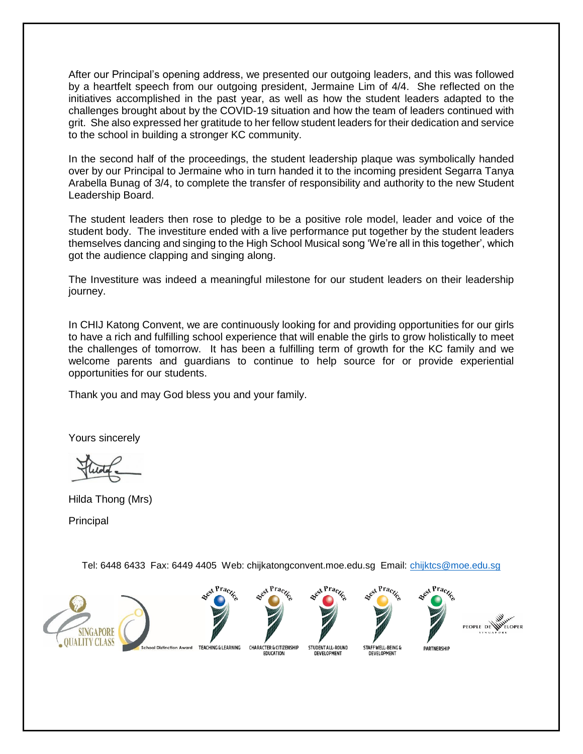After our Principal's opening address, we presented our outgoing leaders, and this was followed by a heartfelt speech from our outgoing president, Jermaine Lim of 4/4. She reflected on the initiatives accomplished in the past year, as well as how the student leaders adapted to the challenges brought about by the COVID-19 situation and how the team of leaders continued with grit. She also expressed her gratitude to her fellow student leaders for their dedication and service to the school in building a stronger KC community.

In the second half of the proceedings, the student leadership plaque was symbolically handed over by our Principal to Jermaine who in turn handed it to the incoming president Segarra Tanya Arabella Bunag of 3/4, to complete the transfer of responsibility and authority to the new Student Leadership Board.

The student leaders then rose to pledge to be a positive role model, leader and voice of the student body. The investiture ended with a live performance put together by the student leaders themselves dancing and singing to the High School Musical song 'We're all in this together', which got the audience clapping and singing along.

The Investiture was indeed a meaningful milestone for our student leaders on their leadership journey.

In CHIJ Katong Convent, we are continuously looking for and providing opportunities for our girls to have a rich and fulfilling school experience that will enable the girls to grow holistically to meet the challenges of tomorrow. It has been a fulfilling term of growth for the KC family and we welcome parents and guardians to continue to help source for or provide experiential opportunities for our students.

Thank you and may God bless you and your family.

Yours sincerely

Hilda Thong (Mrs)

Principal

Tel: 6448 6433 Fax: 6449 4405 Web: chijkatongconvent.moe.edu.sg Email: chijktcs@moe.edu.sg

SINGAPORE QUALITY CLASS

School Distinction Award

Best Practice — TEACHING & LEARNING

Best Practice — CHARACTER & CITIZENSHIP EDUCATION

Best Practice — STUDENT ALL-ROUND DEVELOPMENT

Best Practice — STAFF WELL-BEING & DEVELOPMENT

Best Practice — PARTNERSHIP

PEOPLE DEVELOPER SINGAPORE